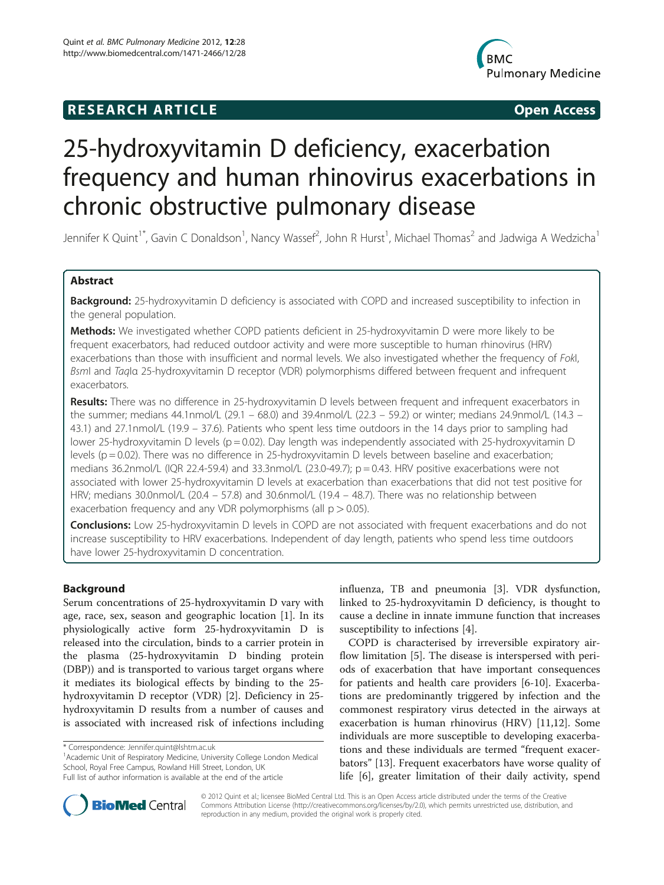**RESEARCH ARTICLE** **Open Access**

# 25-hydroxyvitamin D deficiency, exacerbation frequency and human rhinovirus exacerbations in chronic obstructive pulmonary disease

Jennifer K Quint[1*], Gavin C Donaldson[1], Nancy Wassef[2], John R Hurst[1], Michael Thomas[2] and Jadwiga A Wedzicha[1]

## Abstract

**Background:** 25-hydroxyvitamin D deficiency is associated with COPD and increased susceptibility to infection in the general population.

**Methods:** We investigated whether COPD patients deficient in 25-hydroxyvitamin D were more likely to be frequent exacerbators, had reduced outdoor activity and were more susceptible to human rhinovirus (HRV) exacerbations than those with insufficient and normal levels. We also investigated whether the frequency of *Fok*I, *Bsm*I and *Taq*Iα 25-hydroxyvitamin D receptor (VDR) polymorphisms differed between frequent and infrequent exacerbators.

**Results:** There was no difference in 25-hydroxyvitamin D levels between frequent and infrequent exacerbators in the summer; medians 44.1nmol/L (29.1 – 68.0) and 39.4nmol/L (22.3 – 59.2) or winter; medians 24.9nmol/L (14.3 – 43.1) and 27.1nmol/L (19.9 – 37.6). Patients who spent less time outdoors in the 14 days prior to sampling had lower 25-hydroxyvitamin D levels ($p = 0.02$). Day length was independently associated with 25-hydroxyvitamin D levels ($p = 0.02$). There was no difference in 25-hydroxyvitamin D levels between baseline and exacerbation; medians 36.2nmol/L (IQR 22.4-59.4) and 33.3nmol/L (23.0-49.7); $p = 0.43$. HRV positive exacerbations were not associated with lower 25-hydroxyvitamin D levels at exacerbation than exacerbations that did not test positive for HRV; medians 30.0nmol/L (20.4 – 57.8) and 30.6nmol/L (19.4 – 48.7). There was no relationship between exacerbation frequency and any VDR polymorphisms (all $p > 0.05$).

**Conclusions:** Low 25-hydroxyvitamin D levels in COPD are not associated with frequent exacerbations and do not increase susceptibility to HRV exacerbations. Independent of day length, patients who spend less time outdoors have lower 25-hydroxyvitamin D concentration.

## Background

Serum concentrations of 25-hydroxyvitamin D vary with age, race, sex, season and geographic location [1]. In its physiologically active form 25-hydroxyvitamin D is released into the circulation, binds to a carrier protein in the plasma (25-hydroxyvitamin D binding protein (DBP)) and is transported to various target organs where it mediates its biological effects by binding to the 25-hydroxyvitamin D receptor (VDR) [2]. Deficiency in 25-hydroxyvitamin D results from a number of causes and is associated with increased risk of infections including influenza, TB and pneumonia [3]. VDR dysfunction, linked to 25-hydroxyvitamin D deficiency, is thought to cause a decline in innate immune function that increases susceptibility to infections [4].

COPD is characterised by irreversible expiratory airflow limitation [5]. The disease is interspersed with periods of exacerbation that have important consequences for patients and health care providers [6-10]. Exacerbations are predominantly triggered by infection and the commonest respiratory virus detected in the airways at exacerbation is human rhinovirus (HRV) [11,12]. Some individuals are more susceptible to developing exacerbations and these individuals are termed "frequent exacerbators" [13]. Frequent exacerbators have worse quality of life [6], greater limitation of their daily activity, spend

\* Correspondence: Jennifer.quint@lshtm.ac.uk
[1]Academic Unit of Respiratory Medicine, University College London Medical School, Royal Free Campus, Rowland Hill Street, London, UK
Full list of author information is available at the end of the article

© 2012 Quint et al.; licensee BioMed Central Ltd. This is an Open Access article distributed under the terms of the Creative Commons Attribution License (http://creativecommons.org/licenses/by/2.0), which permits unrestricted use, distribution, and reproduction in any medium, provided the original work is properly cited.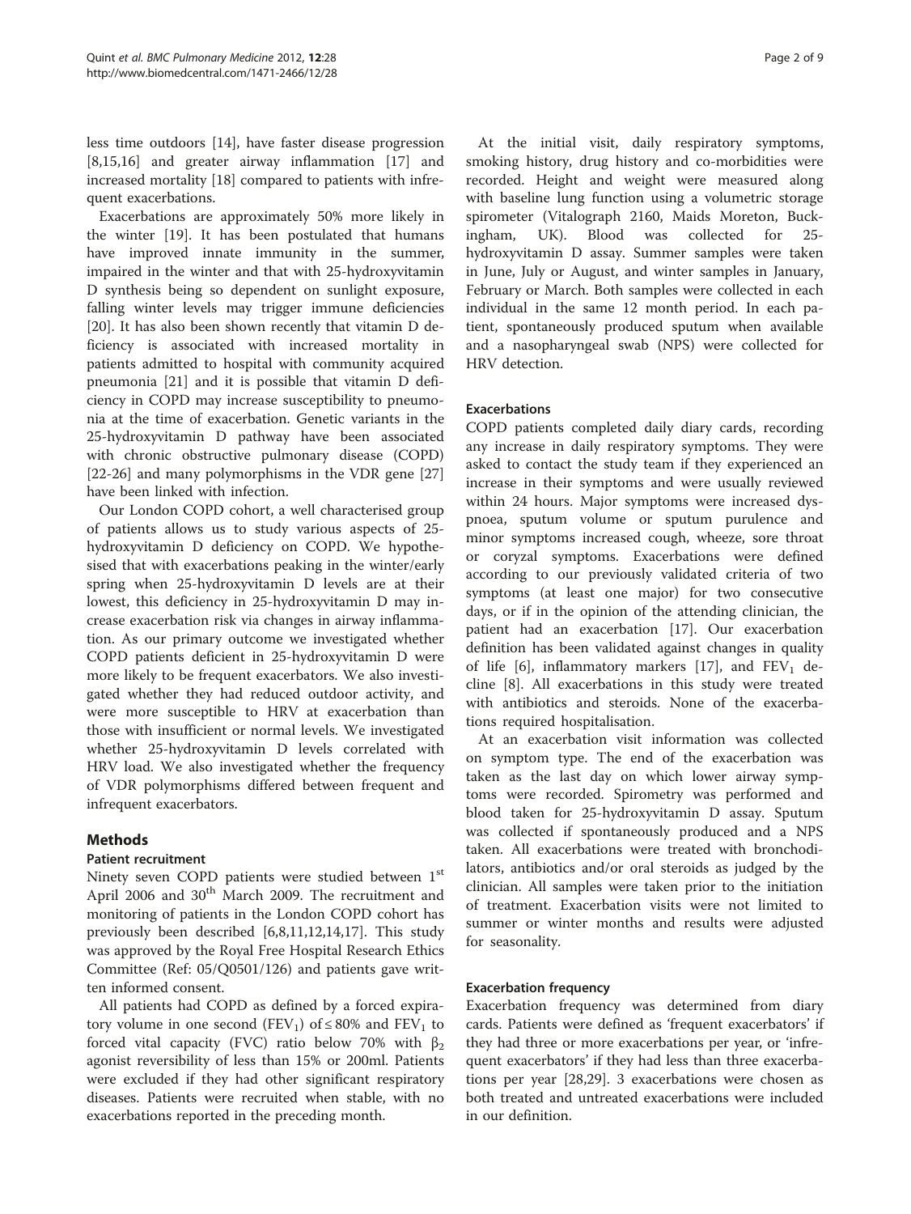less time outdoors [14], have faster disease progression [8,15,16] and greater airway inflammation [17] and increased mortality [18] compared to patients with infrequent exacerbations.

Exacerbations are approximately 50% more likely in the winter [19]. It has been postulated that humans have improved innate immunity in the summer, impaired in the winter and that with 25-hydroxyvitamin D synthesis being so dependent on sunlight exposure, falling winter levels may trigger immune deficiencies [20]. It has also been shown recently that vitamin D deficiency is associated with increased mortality in patients admitted to hospital with community acquired pneumonia [21] and it is possible that vitamin D deficiency in COPD may increase susceptibility to pneumonia at the time of exacerbation. Genetic variants in the 25-hydroxyvitamin D pathway have been associated with chronic obstructive pulmonary disease (COPD) [22-26] and many polymorphisms in the VDR gene [27] have been linked with infection.

Our London COPD cohort, a well characterised group of patients allows us to study various aspects of 25-hydroxyvitamin D deficiency on COPD. We hypothesised that with exacerbations peaking in the winter/early spring when 25-hydroxyvitamin D levels are at their lowest, this deficiency in 25-hydroxyvitamin D may increase exacerbation risk via changes in airway inflammation. As our primary outcome we investigated whether COPD patients deficient in 25-hydroxyvitamin D were more likely to be frequent exacerbators. We also investigated whether they had reduced outdoor activity, and were more susceptible to HRV at exacerbation than those with insufficient or normal levels. We investigated whether 25-hydroxyvitamin D levels correlated with HRV load. We also investigated whether the frequency of VDR polymorphisms differed between frequent and infrequent exacerbators.

## Methods

### Patient recruitment

Ninety seven COPD patients were studied between 1st April 2006 and 30th March 2009. The recruitment and monitoring of patients in the London COPD cohort has previously been described [6,8,11,12,14,17]. This study was approved by the Royal Free Hospital Research Ethics Committee (Ref: 05/Q0501/126) and patients gave written informed consent.

All patients had COPD as defined by a forced expiratory volume in one second ($FEV_1$) of ≤ 80% and $FEV_1$ to forced vital capacity (FVC) ratio below 70% with $\beta_2$ agonist reversibility of less than 15% or 200ml. Patients were excluded if they had other significant respiratory diseases. Patients were recruited when stable, with no exacerbations reported in the preceding month.

At the initial visit, daily respiratory symptoms, smoking history, drug history and co-morbidities were recorded. Height and weight were measured along with baseline lung function using a volumetric storage spirometer (Vitalograph 2160, Maids Moreton, Buckingham, UK). Blood was collected for 25-hydroxyvitamin D assay. Summer samples were taken in June, July or August, and winter samples in January, February or March. Both samples were collected in each individual in the same 12 month period. In each patient, spontaneously produced sputum when available and a nasopharyngeal swab (NPS) were collected for HRV detection.

### Exacerbations

COPD patients completed daily diary cards, recording any increase in daily respiratory symptoms. They were asked to contact the study team if they experienced an increase in their symptoms and were usually reviewed within 24 hours. Major symptoms were increased dyspnoea, sputum volume or sputum purulence and minor symptoms increased cough, wheeze, sore throat or coryzal symptoms. Exacerbations were defined according to our previously validated criteria of two symptoms (at least one major) for two consecutive days, or if in the opinion of the attending clinician, the patient had an exacerbation [17]. Our exacerbation definition has been validated against changes in quality of life [6], inflammatory markers [17], and $FEV_1$ decline [8]. All exacerbations in this study were treated with antibiotics and steroids. None of the exacerbations required hospitalisation.

At an exacerbation visit information was collected on symptom type. The end of the exacerbation was taken as the last day on which lower airway symptoms were recorded. Spirometry was performed and blood taken for 25-hydroxyvitamin D assay. Sputum was collected if spontaneously produced and a NPS taken. All exacerbations were treated with bronchodilators, antibiotics and/or oral steroids as judged by the clinician. All samples were taken prior to the initiation of treatment. Exacerbation visits were not limited to summer or winter months and results were adjusted for seasonality.

### Exacerbation frequency

Exacerbation frequency was determined from diary cards. Patients were defined as 'frequent exacerbators' if they had three or more exacerbations per year, or 'infrequent exacerbators' if they had less than three exacerbations per year [28,29]. 3 exacerbations were chosen as both treated and untreated exacerbations were included in our definition.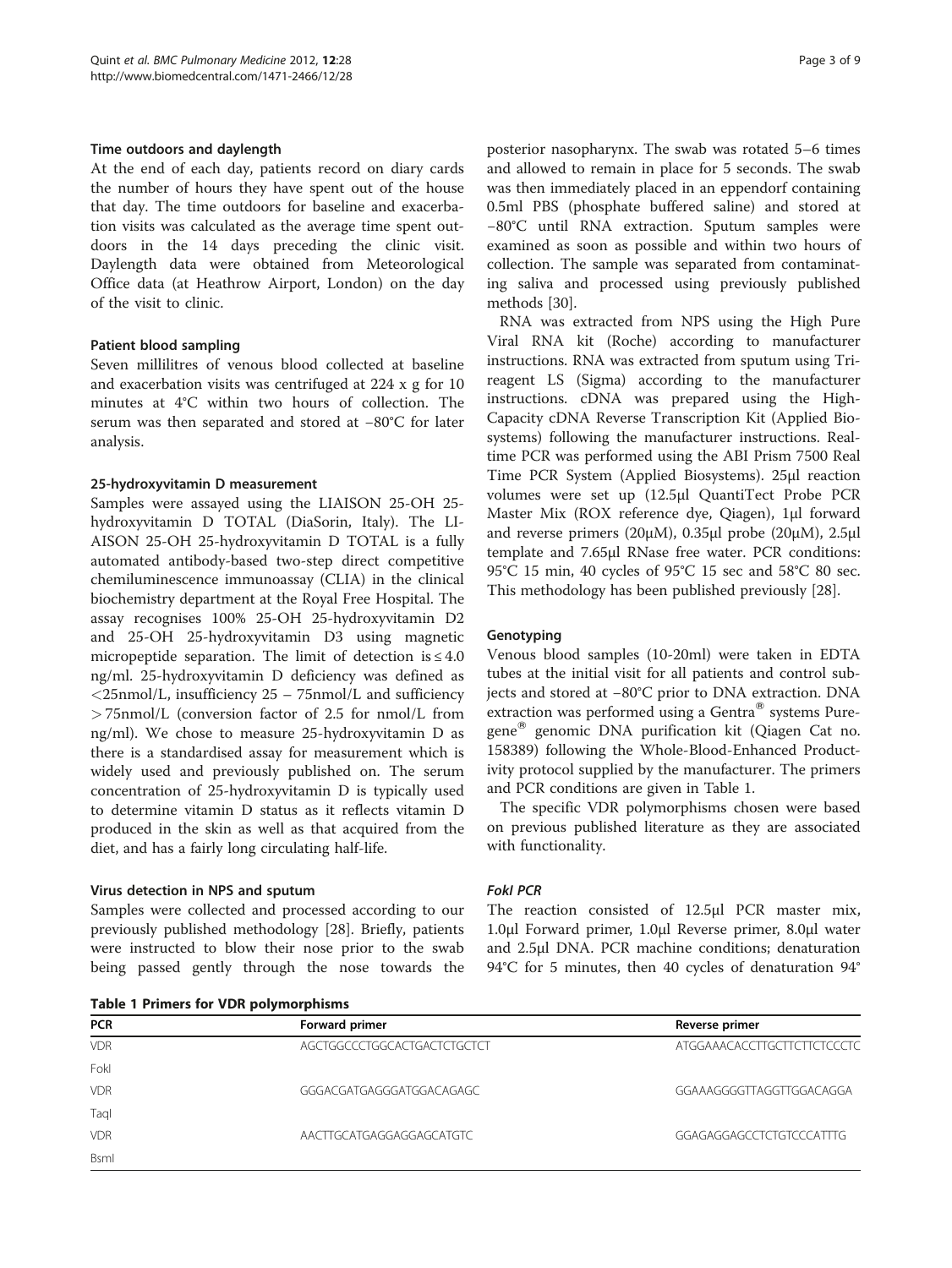#### Time outdoors and daylength

At the end of each day, patients record on diary cards the number of hours they have spent out of the house that day. The time outdoors for baseline and exacerbation visits was calculated as the average time spent outdoors in the 14 days preceding the clinic visit. Daylength data were obtained from Meteorological Office data (at Heathrow Airport, London) on the day of the visit to clinic.

#### Patient blood sampling

Seven millilitres of venous blood collected at baseline and exacerbation visits was centrifuged at 224 x g for 10 minutes at 4°C within two hours of collection. The serum was then separated and stored at −80°C for later analysis.

#### 25-hydroxyvitamin D measurement

Samples were assayed using the LIAISON 25-OH 25-hydroxyvitamin D TOTAL (DiaSorin, Italy). The LIAISON 25-OH 25-hydroxyvitamin D TOTAL is a fully automated antibody-based two-step direct competitive chemiluminescence immunoassay (CLIA) in the clinical biochemistry department at the Royal Free Hospital. The assay recognises 100% 25-OH 25-hydroxyvitamin D2 and 25-OH 25-hydroxyvitamin D3 using magnetic micropeptide separation. The limit of detection is ≤ 4.0 ng/ml. 25-hydroxyvitamin D deficiency was defined as <25nmol/L, insufficiency 25 – 75nmol/L and sufficiency > 75nmol/L (conversion factor of 2.5 for nmol/L from ng/ml). We chose to measure 25-hydroxyvitamin D as there is a standardised assay for measurement which is widely used and previously published on. The serum concentration of 25-hydroxyvitamin D is typically used to determine vitamin D status as it reflects vitamin D produced in the skin as well as that acquired from the diet, and has a fairly long circulating half-life.

#### Virus detection in NPS and sputum

Samples were collected and processed according to our previously published methodology [28]. Briefly, patients were instructed to blow their nose prior to the swab being passed gently through the nose towards the posterior nasopharynx. The swab was rotated 5–6 times and allowed to remain in place for 5 seconds. The swab was then immediately placed in an eppendorf containing 0.5ml PBS (phosphate buffered saline) and stored at −80°C until RNA extraction. Sputum samples were examined as soon as possible and within two hours of collection. The sample was separated from contaminating saliva and processed using previously published methods [30].

RNA was extracted from NPS using the High Pure Viral RNA kit (Roche) according to manufacturer instructions. RNA was extracted from sputum using Tri-reagent LS (Sigma) according to the manufacturer instructions. cDNA was prepared using the High-Capacity cDNA Reverse Transcription Kit (Applied Biosystems) following the manufacturer instructions. Real-time PCR was performed using the ABI Prism 7500 Real Time PCR System (Applied Biosystems). 25µl reaction volumes were set up (12.5µl QuantiTect Probe PCR Master Mix (ROX reference dye, Qiagen), 1µl forward and reverse primers (20µM), 0.35µl probe (20µM), 2.5µl template and 7.65µl RNase free water. PCR conditions: 95°C 15 min, 40 cycles of 95°C 15 sec and 58°C 80 sec. This methodology has been published previously [28].

#### Genotyping

Venous blood samples (10-20ml) were taken in EDTA tubes at the initial visit for all patients and control subjects and stored at −80°C prior to DNA extraction. DNA extraction was performed using a Gentra® systems Puregene® genomic DNA purification kit (Qiagen Cat no. 158389) following the Whole-Blood-Enhanced Productivity protocol supplied by the manufacturer. The primers and PCR conditions are given in Table 1.

The specific VDR polymorphisms chosen were based on previous published literature as they are associated with functionality.

#### *FokI PCR*

The reaction consisted of 12.5µl PCR master mix, 1.0µl Forward primer, 1.0µl Reverse primer, 8.0µl water and 2.5µl DNA. PCR machine conditions; denaturation 94°C for 5 minutes, then 40 cycles of denaturation 94°

**Table 1 Primers for VDR polymorphisms**

| PCR | Forward primer | Reverse primer |
|---|---|---|
| VDR FokI | AGCTGGCCCTGGCACTGACTCTGCTCT | ATGGAAACACCTTGCTTCTTCTCCCTC |
| VDR TaqI | GGGACGATGAGGGATGGACAGAGC | GGAAAGGGGTTAGGTTGGACAGGA |
| VDR BsmI | AACTTGCATGAGGAGGAGCATGTC | GGAGAGGAGCCTCTGTCCCATTTG |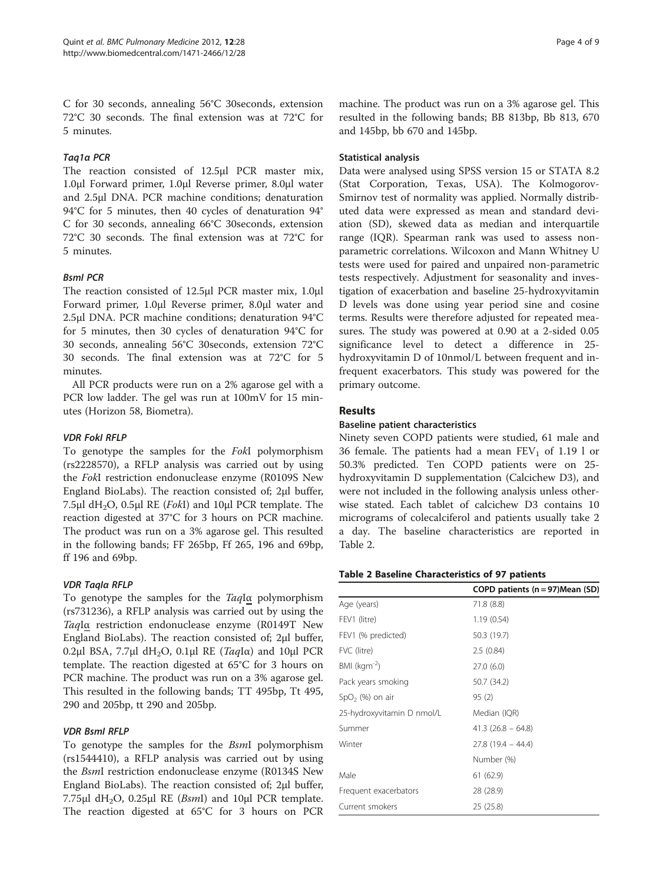C for 30 seconds, annealing 56°C 30seconds, extension 72°C 30 seconds. The final extension was at 72°C for 5 minutes.

#### *Taq1a PCR*

The reaction consisted of 12.5μl PCR master mix, 1.0μl Forward primer, 1.0μl Reverse primer, 8.0μl water and 2.5μl DNA. PCR machine conditions; denaturation 94°C for 5 minutes, then 40 cycles of denaturation 94°C for 30 seconds, annealing 66°C 30seconds, extension 72°C 30 seconds. The final extension was at 72°C for 5 minutes.

#### *BsmI PCR*

The reaction consisted of 12.5μl PCR master mix, 1.0μl Forward primer, 1.0μl Reverse primer, 8.0μl water and 2.5μl DNA. PCR machine conditions; denaturation 94°C for 5 minutes, then 30 cycles of denaturation 94°C for 30 seconds, annealing 56°C 30seconds, extension 72°C 30 seconds. The final extension was at 72°C for 5 minutes.

All PCR products were run on a 2% agarose gel with a PCR low ladder. The gel was run at 100mV for 15 minutes (Horizon 58, Biometra).

#### *VDR FokI RFLP*

To genotype the samples for the *Fok*I polymorphism (rs2228570), a RFLP analysis was carried out by using the *Fok*I restriction endonuclease enzyme (R0109S New England BioLabs). The reaction consisted of; 2μl buffer, 7.5μl $dH_2O$, 0.5μl RE (*Fok*I) and 10μl PCR template. The reaction digested at 37°C for 3 hours on PCR machine. The product was run on a 3% agarose gel. This resulted in the following bands; FF 265bp, Ff 265, 196 and 69bp, ff 196 and 69bp.

#### *VDR TaqIa RFLP*

To genotype the samples for the *Taq*Iα polymorphism (rs731236), a RFLP analysis was carried out by using the *Taq*Iα restriction endonuclease enzyme (R0149T New England BioLabs). The reaction consisted of; 2μl buffer, 0.2μl BSA, 7.7μl $dH_2O$, 0.1μl RE (*Taq*Iα) and 10μl PCR template. The reaction digested at 65°C for 3 hours on PCR machine. The product was run on a 3% agarose gel. This resulted in the following bands; TT 495bp, Tt 495, 290 and 205bp, tt 290 and 205bp.

#### *VDR BsmI RFLP*

To genotype the samples for the *Bsm*I polymorphism (rs1544410), a RFLP analysis was carried out by using the *Bsm*I restriction endonuclease enzyme (R0134S New England BioLabs). The reaction consisted of; 2μl buffer, 7.75μl $dH_2O$, 0.25μl RE (*Bsm*I) and 10μl PCR template. The reaction digested at 65°C for 3 hours on PCR machine. The product was run on a 3% agarose gel. This resulted in the following bands; BB 813bp, Bb 813, 670 and 145bp, bb 670 and 145bp.

### Statistical analysis

Data were analysed using SPSS version 15 or STATA 8.2 (Stat Corporation, Texas, USA). The Kolmogorov-Smirnov test of normality was applied. Normally distributed data were expressed as mean and standard deviation (SD), skewed data as median and interquartile range (IQR). Spearman rank was used to assess nonparametric correlations. Wilcoxon and Mann Whitney U tests were used for paired and unpaired non-parametric tests respectively. Adjustment for seasonality and investigation of exacerbation and baseline 25-hydroxyvitamin D levels was done using year period sine and cosine terms. Results were therefore adjusted for repeated measures. The study was powered at 0.90 at a 2-sided 0.05 significance level to detect a difference in 25-hydroxyvitamin D of 10nmol/L between frequent and infrequent exacerbators. This study was powered for the primary outcome.

## Results

### Baseline patient characteristics

Ninety seven COPD patients were studied, 61 male and 36 female. The patients had a mean $FEV_1$ of 1.19 l or 50.3% predicted. Ten COPD patients were on 25-hydroxyvitamin D supplementation (Calcichew D3), and were not included in the following analysis unless otherwise stated. Each tablet of calcichew D3 contains 10 micrograms of colecalciferol and patients usually take 2 a day. The baseline characteristics are reported in Table 2.

**Table 2 Baseline Characteristics of 97 patients**

| | COPD patients (n = 97)Mean (SD) |
|---|---|
| Age (years) | 71.8 (8.8) |
| FEV1 (litre) | 1.19 (0.54) |
| FEV1 (% predicted) | 50.3 (19.7) |
| FVC (litre) | 2.5 (0.84) |
| BMI ($kgm^{-2}$) | 27.0 (6.0) |
| Pack years smoking | 50.7 (34.2) |
| $SpO_2$ (%) on air | 95 (2) |
| 25-hydroxyvitamin D nmol/L | Median (IQR) |
| Summer | 41.3 (26.8 – 64.8) |
| Winter | 27.8 (19.4 – 44.4) |
| | Number (%) |
| Male | 61 (62.9) |
| Frequent exacerbators | 28 (28.9) |
| Current smokers | 25 (25.8) |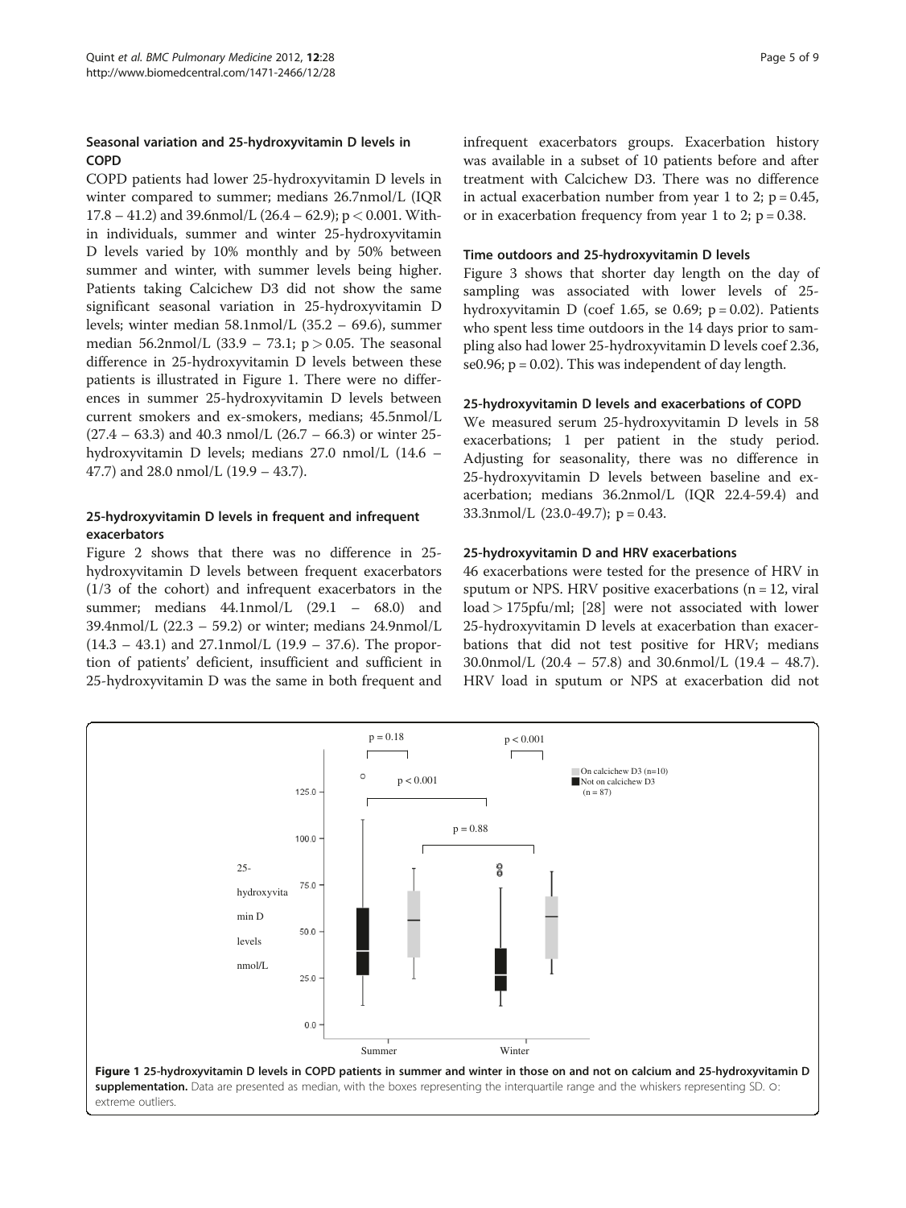### Seasonal variation and 25-hydroxyvitamin D levels in COPD

COPD patients had lower 25-hydroxyvitamin D levels in winter compared to summer; medians 26.7nmol/L (IQR 17.8 – 41.2) and 39.6nmol/L (26.4 – 62.9); $p < 0.001$. Within individuals, summer and winter 25-hydroxyvitamin D levels varied by 10% monthly and by 50% between summer and winter, with summer levels being higher. Patients taking Calcichew D3 did not show the same significant seasonal variation in 25-hydroxyvitamin D levels; winter median 58.1nmol/L (35.2 – 69.6), summer median 56.2nmol/L (33.9 – 73.1; $p > 0.05$. The seasonal difference in 25-hydroxyvitamin D levels between these patients is illustrated in Figure 1. There were no differences in summer 25-hydroxyvitamin D levels between current smokers and ex-smokers, medians; 45.5nmol/L (27.4 – 63.3) and 40.3 nmol/L (26.7 – 66.3) or winter 25-hydroxyvitamin D levels; medians 27.0 nmol/L (14.6 – 47.7) and 28.0 nmol/L (19.9 – 43.7).

### 25-hydroxyvitamin D levels in frequent and infrequent exacerbators

Figure 2 shows that there was no difference in 25-hydroxyvitamin D levels between frequent exacerbators (1/3 of the cohort) and infrequent exacerbators in the summer; medians 44.1nmol/L (29.1 – 68.0) and 39.4nmol/L (22.3 – 59.2) or winter; medians 24.9nmol/L (14.3 – 43.1) and 27.1nmol/L (19.9 – 37.6). The proportion of patients' deficient, insufficient and sufficient in 25-hydroxyvitamin D was the same in both frequent and infrequent exacerbators groups. Exacerbation history was available in a subset of 10 patients before and after treatment with Calcichew D3. There was no difference in actual exacerbation number from year 1 to 2; $p = 0.45$, or in exacerbation frequency from year 1 to 2; $p = 0.38$.

### Time outdoors and 25-hydroxyvitamin D levels

Figure 3 shows that shorter day length on the day of sampling was associated with lower levels of 25-hydroxyvitamin D (coef 1.65, se 0.69; $p = 0.02$). Patients who spent less time outdoors in the 14 days prior to sampling also had lower 25-hydroxyvitamin D levels coef 2.36, se0.96; $p = 0.02$). This was independent of day length.

### 25-hydroxyvitamin D levels and exacerbations of COPD

We measured serum 25-hydroxyvitamin D levels in 58 exacerbations; 1 per patient in the study period. Adjusting for seasonality, there was no difference in 25-hydroxyvitamin D levels between baseline and exacerbation; medians 36.2nmol/L (IQR 22.4-59.4) and 33.3nmol/L (23.0-49.7); $p = 0.43$.

### 25-hydroxyvitamin D and HRV exacerbations

46 exacerbations were tested for the presence of HRV in sputum or NPS. HRV positive exacerbations (n = 12, viral load > 175pfu/ml; [28] were not associated with lower 25-hydroxyvitamin D levels at exacerbation than exacerbations that did not test positive for HRV; medians 30.0nmol/L (20.4 – 57.8) and 30.6nmol/L (19.4 – 48.7). HRV load in sputum or NPS at exacerbation did not

**Figure 1 25-hydroxyvitamin D levels in COPD patients in summer and winter in those on and not on calcium and 25-hydroxyvitamin D supplementation.** Data are presented as median, with the boxes representing the interquartile range and the whiskers representing SD. ○: extreme outliers.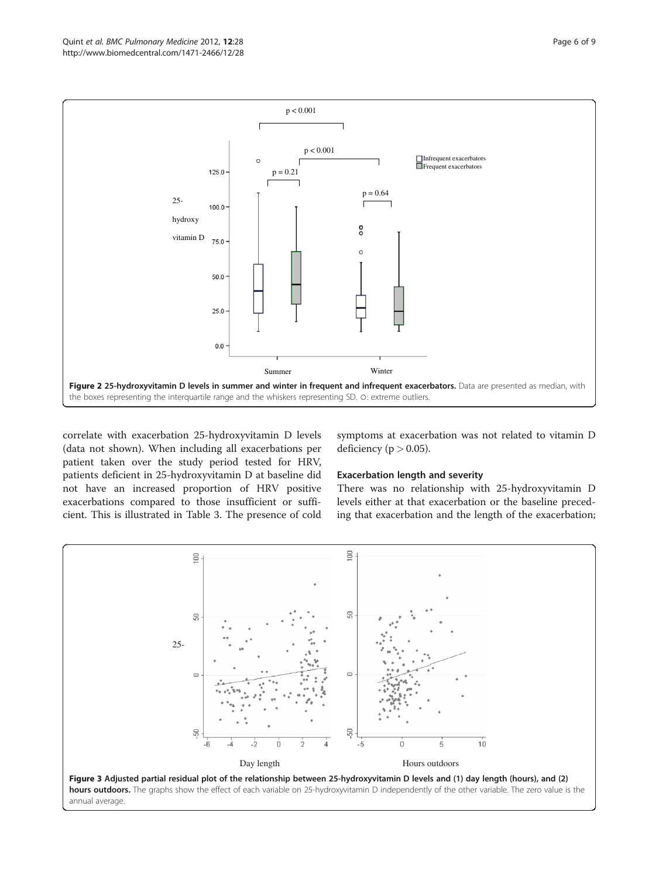**Figure 2 25-hydroxyvitamin D levels in summer and winter in frequent and infrequent exacerbators.** Data are presented as median, with the boxes representing the interquartile range and the whiskers representing SD. ○: extreme outliers.

correlate with exacerbation 25-hydroxyvitamin D levels (data not shown). When including all exacerbations per patient taken over the study period tested for HRV, patients deficient in 25-hydroxyvitamin D at baseline did not have an increased proportion of HRV positive exacerbations compared to those insufficient or sufficient. This is illustrated in Table 3. The presence of cold symptoms at exacerbation was not related to vitamin D deficiency ($p > 0.05$).

### Exacerbation length and severity

There was no relationship with 25-hydroxyvitamin D levels either at that exacerbation or the baseline preceding that exacerbation and the length of the exacerbation;

**Figure 3 Adjusted partial residual plot of the relationship between 25-hydroxyvitamin D levels and (1) day length (hours), and (2) hours outdoors.** The graphs show the effect of each variable on 25-hydroxyvitamin D independently of the other variable. The zero value is the annual average.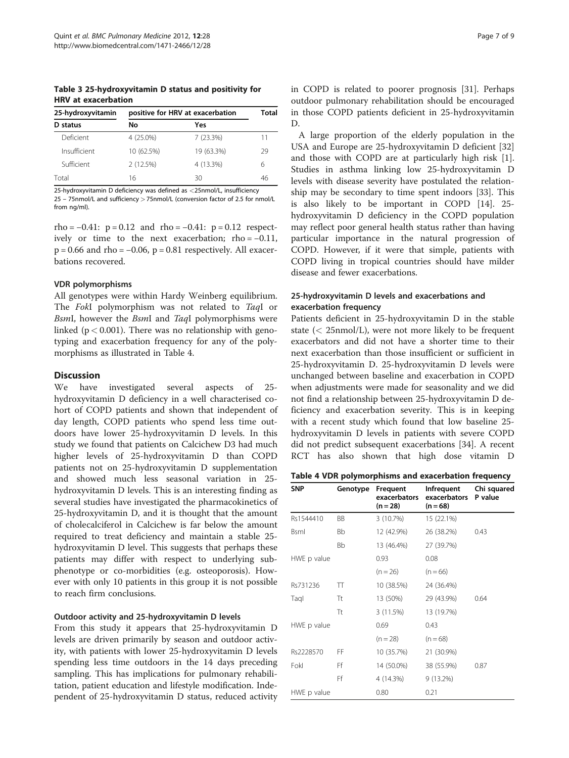**Table 3 25-hydroxyvitamin D status and positivity for HRV at exacerbation**

| 25-hydroxyvitamin D status | positive for HRV at exacerbation | | Total |
|---|---|---|---|
| | No | Yes | |
| Deficient | 4 (25.0%) | 7 (23.3%) | 11 |
| Insufficient | 10 (62.5%) | 19 (63.3%) | 29 |
| Sufficient | 2 (12.5%) | 4 (13.3%) | 6 |
| Total | 16 | 30 | 46 |

25-hydroxyvitamin D deficiency was defined as <25nmol/L, insufficiency 25 – 75nmol/L and sufficiency >75nmol/L (conversion factor of 2.5 for nmol/L from ng/ml).

rho = −0.41: p = 0.12 and rho = −0.41: p = 0.12 respectively or time to the next exacerbation; rho = −0.11, p = 0.66 and rho = −0.06, p = 0.81 respectively. All exacerbations recovered.

### VDR polymorphisms

All genotypes were within Hardy Weinberg equilibrium. The *Fok*I polymorphism was not related to *Taq*I or *Bsm*I, however the *Bsm*I and *Taq*I polymorphisms were linked (p < 0.001). There was no relationship with genotyping and exacerbation frequency for any of the polymorphisms as illustrated in Table 4.

## Discussion

We have investigated several aspects of 25-hydroxyvitamin D deficiency in a well characterised cohort of COPD patients and shown that independent of day length, COPD patients who spend less time outdoors have lower 25-hydroxyvitamin D levels. In this study we found that patients on Calcichew D3 had much higher levels of 25-hydroxyvitamin D than COPD patients not on 25-hydroxyvitamin D supplementation and showed much less seasonal variation in 25-hydroxyvitamin D levels. This is an interesting finding as several studies have investigated the pharmacokinetics of 25-hydroxyvitamin D, and it is thought that the amount of cholecalciferol in Calcichew is far below the amount required to treat deficiency and maintain a stable 25-hydroxyvitamin D level. This suggests that perhaps these patients may differ with respect to underlying sub-phenotype or co-morbidities (e.g. osteoporosis). However with only 10 patients in this group it is not possible to reach firm conclusions.

### Outdoor activity and 25-hydroxyvitamin D levels

From this study it appears that 25-hydroxyvitamin D levels are driven primarily by season and outdoor activity, with patients with lower 25-hydroxyvitamin D levels spending less time outdoors in the 14 days preceding sampling. This has implications for pulmonary rehabilitation, patient education and lifestyle modification. Independent of 25-hydroxyvitamin D status, reduced activity in COPD is related to poorer prognosis [31]. Perhaps outdoor pulmonary rehabilitation should be encouraged in those COPD patients deficient in 25-hydroxyvitamin D.

A large proportion of the elderly population in the USA and Europe are 25-hydroxyvitamin D deficient [32] and those with COPD are at particularly high risk [1]. Studies in asthma linking low 25-hydroxyvitamin D levels with disease severity have postulated the relationship may be secondary to time spent indoors [33]. This is also likely to be important in COPD [14]. 25-hydroxyvitamin D deficiency in the COPD population may reflect poor general health status rather than having particular importance in the natural progression of COPD. However, if it were that simple, patients with COPD living in tropical countries should have milder disease and fewer exacerbations.

### 25-hydroxyvitamin D levels and exacerbations and exacerbation frequency

Patients deficient in 25-hydroxyvitamin D in the stable state (< 25nmol/L), were not more likely to be frequent exacerbators and did not have a shorter time to their next exacerbation than those insufficient or sufficient in 25-hydroxyvitamin D. 25-hydroxyvitamin D levels were unchanged between baseline and exacerbation in COPD when adjustments were made for seasonality and we did not find a relationship between 25-hydroxyvitamin D deficiency and exacerbation severity. This is in keeping with a recent study which found that low baseline 25-hydroxyvitamin D levels in patients with severe COPD did not predict subsequent exacerbations [34]. A recent RCT has also shown that high dose vitamin D

**Table 4 VDR polymorphisms and exacerbation frequency**

| SNP | Genotype | Frequent exacerbators (n = 28) | Infrequent exacerbators (n = 68) | Chi squared P value |
|---|---|---|---|---|
| Rs1544410 | BB | 3 (10.7%) | 15 (22.1%) | |
| BsmI | Bb | 12 (42.9%) | 26 (38.2%) | 0.43 |
| | Bb | 13 (46.4%) | 27 (39.7%) | |
| HWE p value | | 0.93 | 0.08 | |
| | | (n = 26) | (n = 66) | |
| Rs731236 | TT | 10 (38.5%) | 24 (36.4%) | |
| TaqI | Tt | 13 (50%) | 29 (43.9%) | 0.64 |
| | Tt | 3 (11.5%) | 13 (19.7%) | |
| HWE p value | | 0.69 | 0.43 | |
| | | (n = 28) | (n = 68) | |
| Rs2228570 | FF | 10 (35.7%) | 21 (30.9%) | |
| FokI | Ff | 14 (50.0%) | 38 (55.9%) | 0.87 |
| | Ff | 4 (14.3%) | 9 (13.2%) | |
| HWE p value | | 0.80 | 0.21 | |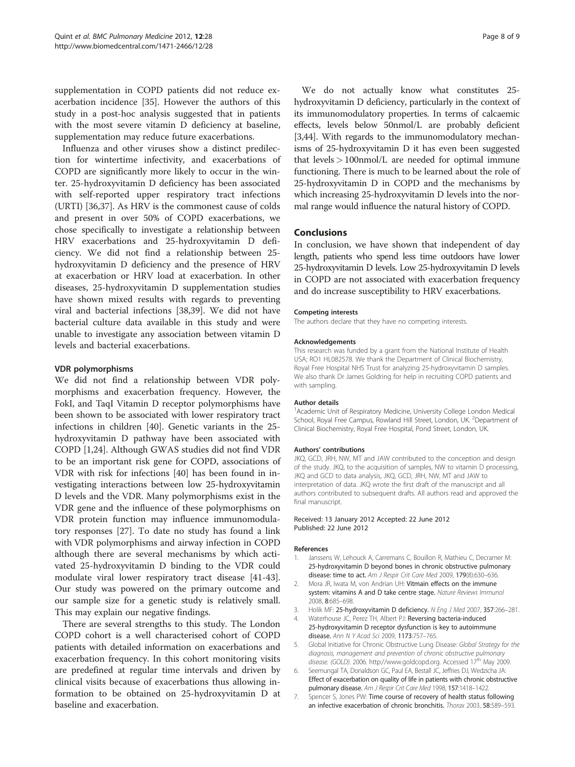supplementation in COPD patients did not reduce exacerbation incidence [35]. However the authors of this study in a post-hoc analysis suggested that in patients with the most severe vitamin D deficiency at baseline, supplementation may reduce future exacerbations.

Influenza and other viruses show a distinct predilection for wintertime infectivity, and exacerbations of COPD are significantly more likely to occur in the winter. 25-hydroxyvitamin D deficiency has been associated with self-reported upper respiratory tract infections (URTI) [36,37]. As HRV is the commonest cause of colds and present in over 50% of COPD exacerbations, we chose specifically to investigate a relationship between HRV exacerbations and 25-hydroxyvitamin D deficiency. We did not find a relationship between 25-hydroxyvitamin D deficiency and the presence of HRV at exacerbation or HRV load at exacerbation. In other diseases, 25-hydroxyvitamin D supplementation studies have shown mixed results with regards to preventing viral and bacterial infections [38,39]. We did not have bacterial culture data available in this study and were unable to investigate any association between vitamin D levels and bacterial exacerbations.

### VDR polymorphisms

We did not find a relationship between VDR polymorphisms and exacerbation frequency. However, the FokI, and TaqI Vitamin D receptor polymorphisms have been shown to be associated with lower respiratory tract infections in children [40]. Genetic variants in the 25-hydroxyvitamin D pathway have been associated with COPD [1,24]. Although GWAS studies did not find VDR to be an important risk gene for COPD, associations of VDR with risk for infections [40] has been found in investigating interactions between low 25-hydroxyvitamin D levels and the VDR. Many polymorphisms exist in the VDR gene and the influence of these polymorphisms on VDR protein function may influence immunomodulatory responses [27]. To date no study has found a link with VDR polymorphisms and airway infection in COPD although there are several mechanisms by which activated 25-hydroxyvitamin D binding to the VDR could modulate viral lower respiratory tract disease [41-43]. Our study was powered on the primary outcome and our sample size for a genetic study is relatively small. This may explain our negative findings.

There are several strengths to this study. The London COPD cohort is a well characterised cohort of COPD patients with detailed information on exacerbations and exacerbation frequency. In this cohort monitoring visits are predefined at regular time intervals and driven by clinical visits because of exacerbations thus allowing information to be obtained on 25-hydroxyvitamin D at baseline and exacerbation.

We do not actually know what constitutes 25-hydroxyvitamin D deficiency, particularly in the context of its immunomodulatory properties. In terms of calcaemic effects, levels below 50nmol/L are probably deficient [3,44]. With regards to the immunomodulatory mechanisms of 25-hydroxyvitamin D it has even been suggested that levels > 100nmol/L are needed for optimal immune functioning. There is much to be learned about the role of 25-hydroxyvitamin D in COPD and the mechanisms by which increasing 25-hydroxyvitamin D levels into the normal range would influence the natural history of COPD.

## Conclusions

In conclusion, we have shown that independent of day length, patients who spend less time outdoors have lower 25-hydroxyvitamin D levels. Low 25-hydroxyvitamin D levels in COPD are not associated with exacerbation frequency and do increase susceptibility to HRV exacerbations.

#### Competing interests

The authors declare that they have no competing interests.

#### Acknowledgements

This research was funded by a grant from the National Institute of Health USA; RO1 HL082578. We thank the Department of Clinical Biochemistry, Royal Free Hospital NHS Trust for analyzing 25-hydroxyvitamin D samples. We also thank Dr James Goldring for help in recruiting COPD patients and with sampling.

#### Author details

[1]Academic Unit of Respiratory Medicine, University College London Medical School, Royal Free Campus, Rowland Hill Street, London, UK. [2]Department of Clinical Biochemistry, Royal Free Hospital, Pond Street, London, UK.

#### Authors' contributions

JKQ, GCD, JRH, NW, MT and JAW contributed to the conception and design of the study. JKQ, to the acquisition of samples, NW to vitamin D processing, JKQ and GCD to data analysis, JKQ, GCD, JRH, NW, MT and JAW to interpretation of data. JKQ wrote the first draft of the manuscript and all authors contributed to subsequent drafts. All authors read and approved the final manuscript.

Received: 13 January 2012 Accepted: 22 June 2012
Published: 22 June 2012

#### References

1. Janssens W, Lehouck A, Carremans C, Bouillon R, Mathieu C, Decramer M: **25-hydroxyvitamin D beyond bones in chronic obstructive pulmonary disease: time to act.** *Am J Respir Crit Care Med* 2009, **179**(8):630–636.
2. Mora JR, Iwata M, von Andrian UH: **Vitmain effects on the immune system: vitamins A and D take centre stage.** *Nature Reviews Immunol* 2008, **8**:685–698.
3. Holik MF: **25-hydroxyvitamin D deficiency.** *N Eng J Med* 2007, **357**:266–281.
4. Waterhouse JC, Perez TH, Albert PJ: **Reversing bacteria-induced 25-hydroxyvitamin D receptor dysfunction is key to autoimmune disease.** *Ann N Y Acad Sci* 2009, **1173**:757–765.
5. Global Initiative for Chronic Obstructive Lung Disease: *Global Strategy for the diagnosis, management and prevention of chronic obstructive pulmonary disease. (GOLD).* 2006. http://www.goldcopd.org. Accessed 17th May 2009.
6. Seemungal TA, Donaldson GC, Paul EA, Bestall JC, Jeffries DJ, Wedzicha JA: **Effect of exacerbation on quality of life in patients with chronic obstructive pulmonary disease.** *Am J Respir Crit Care Med* 1998, **157**:1418–1422.
7. Spencer S, Jones PW: **Time course of recovery of health status following an infective exacerbation of chronic bronchitis.** *Thorax* 2003, **58**:589–593.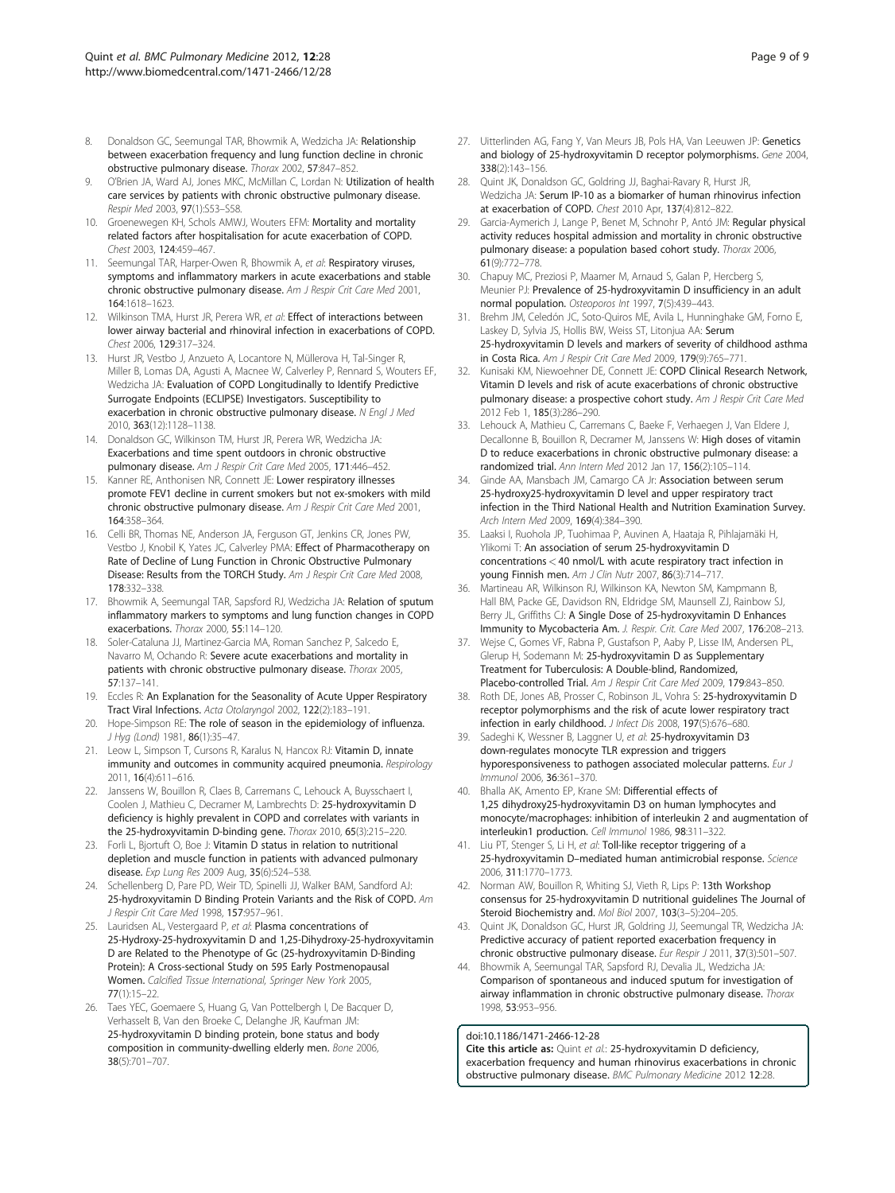8. Donaldson GC, Seemungal TAR, Bhowmik A, Wedzicha JA: **Relationship between exacerbation frequency and lung function decline in chronic obstructive pulmonary disease.** *Thorax* 2002, **57**:847–852.
9. O'Brien JA, Ward AJ, Jones MKC, McMillan C, Lordan N: **Utilization of health care services by patients with chronic obstructive pulmonary disease.** *Respir Med* 2003, **97**(1):S53–S58.
10. Groenewegen KH, Schols AMWJ, Wouters EFM: **Mortality and mortality related factors after hospitalisation for acute exacerbation of COPD.** *Chest* 2003, **124**:459–467.
11. Seemungal TAR, Harper-Owen R, Bhowmik A, *et al*: **Respiratory viruses, symptoms and inflammatory markers in acute exacerbations and stable chronic obstructive pulmonary disease.** *Am J Respir Crit Care Med* 2001, **164**:1618–1623.
12. Wilkinson TMA, Hurst JR, Perera WR, *et al*: **Effect of interactions between lower airway bacterial and rhinoviral infection in exacerbations of COPD.** *Chest* 2006, **129**:317–324.
13. Hurst JR, Vestbo J, Anzueto A, Locantore N, Müllerova H, Tal-Singer R, Miller B, Lomas DA, Agusti A, Macnee W, Calverley P, Rennard S, Wouters EF, Wedzicha JA: **Evaluation of COPD Longitudinally to Identify Predictive Surrogate Endpoints (ECLIPSE) Investigators. Susceptibility to exacerbation in chronic obstructive pulmonary disease.** *N Engl J Med* 2010, **363**(12):1128–1138.
14. Donaldson GC, Wilkinson TM, Hurst JR, Perera WR, Wedzicha JA: **Exacerbations and time spent outdoors in chronic obstructive pulmonary disease.** *Am J Respir Crit Care Med* 2005, **171**:446–452.
15. Kanner RE, Anthonisen NR, Connett JE: **Lower respiratory illnesses promote FEV1 decline in current smokers but not ex-smokers with mild chronic obstructive pulmonary disease.** *Am J Respir Crit Care Med* 2001, **164**:358–364.
16. Celli BR, Thomas NE, Anderson JA, Ferguson GT, Jenkins CR, Jones PW, Vestbo J, Knobil K, Yates JC, Calverley PMA: **Effect of Pharmacotherapy on Rate of Decline of Lung Function in Chronic Obstructive Pulmonary Disease: Results from the TORCH Study.** *Am J Respir Crit Care Med* 2008, **178**:332–338.
17. Bhowmik A, Seemungal TAR, Sapsford RJ, Wedzicha JA: **Relation of sputum inflammatory markers to symptoms and lung function changes in COPD exacerbations.** *Thorax* 2000, **55**:114–120.
18. Soler-Cataluna JJ, Martinez-Garcia MA, Roman Sanchez P, Salcedo E, Navarro M, Ochando R: **Severe acute exacerbations and mortality in patients with chronic obstructive pulmonary disease.** *Thorax* 2005, **57**:137–141.
19. Eccles R: **An Explanation for the Seasonality of Acute Upper Respiratory Tract Viral Infections.** *Acta Otolaryngol* 2002, **122**(2):183–191.
20. Hope-Simpson RE: **The role of season in the epidemiology of influenza.** *J Hyg (Lond)* 1981, **86**(1):35–47.
21. Leow L, Simpson T, Cursons R, Karalus N, Hancox RJ: **Vitamin D, innate immunity and outcomes in community acquired pneumonia.** *Respirology* 2011, **16**(4):611–616.
22. Janssens W, Bouillon R, Claes B, Carremans C, Lehouck A, Buysschaert I, Coolen J, Mathieu C, Decramer M, Lambrechts D: **25-hydroxyvitamin D deficiency is highly prevalent in COPD and correlates with variants in the 25-hydroxyvitamin D-binding gene.** *Thorax* 2010, **65**(3):215–220.
23. Forli L, Bjortuft O, Boe J: **Vitamin D status in relation to nutritional depletion and muscle function in patients with advanced pulmonary disease.** *Exp Lung Res* 2009 Aug, **35**(6):524–538.
24. Schellenberg D, Pare PD, Weir TD, Spinelli JJ, Walker BAM, Sandford AJ: **25-hydroxyvitamin D Binding Protein Variants and the Risk of COPD.** *Am J Respir Crit Care Med* 1998, **157**:957–961.
25. Lauridsen AL, Vestergaard P, *et al*: **Plasma concentrations of 25-Hydroxy-25-hydroxyvitamin D and 1,25-Dihydroxy-25-hydroxyvitamin D are Related to the Phenotype of Gc (25-hydroxyvitamin D-Binding Protein): A Cross-sectional Study on 595 Early Postmenopausal Women.** *Calcified Tissue International, Springer New York* 2005, **77**(1):15–22.
26. Taes YEC, Goemaere S, Huang G, Van Pottelbergh I, De Bacquer D, Verhasselt B, Van den Broeke C, Delanghe JR, Kaufman JM: **25-hydroxyvitamin D binding protein, bone status and body composition in community-dwelling elderly men.** *Bone* 2006, **38**(5):701–707.
27. Uitterlinden AG, Fang Y, Van Meurs JB, Pols HA, Van Leeuwen JP: **Genetics and biology of 25-hydroxyvitamin D receptor polymorphisms.** *Gene* 2004, **338**(2):143–156.
28. Quint JK, Donaldson GC, Goldring JJ, Baghai-Ravary R, Hurst JR, Wedzicha JA: **Serum IP-10 as a biomarker of human rhinovirus infection at exacerbation of COPD.** *Chest* 2010 Apr, **137**(4):812–822.
29. Garcia-Aymerich J, Lange P, Benet M, Schnohr P, Antó JM: **Regular physical activity reduces hospital admission and mortality in chronic obstructive pulmonary disease: a population based cohort study.** *Thorax* 2006, **61**(9):772–778.
30. Chapuy MC, Preziosi P, Maamer M, Arnaud S, Galan P, Hercberg S, Meunier PJ: **Prevalence of 25-hydroxyvitamin D insufficiency in an adult normal population.** *Osteoporos Int* 1997, **7**(5):439–443.
31. Brehm JM, Celedón JC, Soto-Quiros ME, Avila L, Hunninghake GM, Forno E, Laskey D, Sylvia JS, Hollis BW, Weiss ST, Litonjua AA: **Serum 25-hydroxyvitamin D levels and markers of severity of childhood asthma in Costa Rica.** *Am J Respir Crit Care Med* 2009, **179**(9):765–771.
32. Kunisaki KM, Niewoehner DE, Connett JE: **COPD Clinical Research Network, Vitamin D levels and risk of acute exacerbations of chronic obstructive pulmonary disease: a prospective cohort study.** *Am J Respir Crit Care Med* 2012 Feb 1, **185**(3):286–290.
33. Lehouck A, Mathieu C, Carremans C, Baeke F, Verhaegen J, Van Eldere J, Decallonne B, Bouillon R, Decramer M, Janssens W: **High doses of vitamin D to reduce exacerbations in chronic obstructive pulmonary disease: a randomized trial.** *Ann Intern Med* 2012 Jan 17, **156**(2):105–114.
34. Ginde AA, Mansbach JM, Camargo CA Jr: **Association between serum 25-hydroxy25-hydroxyvitamin D level and upper respiratory tract infection in the Third National Health and Nutrition Examination Survey.** *Arch Intern Med* 2009, **169**(4):384–390.
35. Laaksi I, Ruohola JP, Tuohimaa P, Auvinen A, Haataja R, Pihlajamäki H, Ylikomi T: **An association of serum 25-hydroxyvitamin D concentrations < 40 nmol/L with acute respiratory tract infection in young Finnish men.** *Am J Clin Nutr* 2007, **86**(3):714–717.
36. Martineau AR, Wilkinson RJ, Wilkinson KA, Newton SM, Kampmann B, Hall BM, Packe GE, Davidson RN, Eldridge SM, Maunsell ZJ, Rainbow SJ, Berry JL, Griffiths CJ: **A Single Dose of 25-hydroxyvitamin D Enhances Immunity to Mycobacteria Am.** *J. Respir. Crit. Care Med* 2007, **176**:208–213.
37. Wejse C, Gomes VF, Rabna P, Gustafson P, Aaby P, Lisse IM, Andersen PL, Glerup H, Sodemann M: **25-hydroxyvitamin D as Supplementary Treatment for Tuberculosis: A Double-blind, Randomized, Placebo-controlled Trial.** *Am J Respir Crit Care Med* 2009, **179**:843–850.
38. Roth DE, Jones AB, Prosser C, Robinson JL, Vohra S: **25-hydroxyvitamin D receptor polymorphisms and the risk of acute lower respiratory tract infection in early childhood.** *J Infect Dis* 2008, **197**(5):676–680.
39. Sadeghi K, Wessner B, Laggner U, *et al*: **25-hydroxyvitamin D3 down-regulates monocyte TLR expression and triggers hyporesponsiveness to pathogen associated molecular patterns.** *Eur J Immunol* 2006, **36**:361–370.
40. Bhalla AK, Amento EP, Krane SM: **Differential effects of 1,25 dihydroxy25-hydroxyvitamin D3 on human lymphocytes and monocyte/macrophages: inhibition of interleukin 2 and augmentation of interleukin1 production.** *Cell Immunol* 1986, **98**:311–322.
41. Liu PT, Stenger S, Li H, *et al*: **Toll-like receptor triggering of a 25-hydroxyvitamin D–mediated human antimicrobial response.** *Science* 2006, **311**:1770–1773.
42. Norman AW, Bouillon R, Whiting SJ, Vieth R, Lips P: **13th Workshop consensus for 25-hydroxyvitamin D nutritional guidelines The Journal of Steroid Biochemistry and.** *Mol Biol* 2007, **103**(3–5):204–205.
43. Quint JK, Donaldson GC, Hurst JR, Goldring JJ, Seemungal TR, Wedzicha JA: **Predictive accuracy of patient reported exacerbation frequency in chronic obstructive pulmonary disease.** *Eur Respir J* 2011, **37**(3):501–507.
44. Bhowmik A, Seemungal TAR, Sapsford RJ, Devalia JL, Wedzicha JA: **Comparison of spontaneous and induced sputum for investigation of airway inflammation in chronic obstructive pulmonary disease.** *Thorax* 1998, **53**:953–956.

doi:10.1186/1471-2466-12-28

**Cite this article as:** Quint *et al.*: 25-hydroxyvitamin D deficiency, exacerbation frequency and human rhinovirus exacerbations in chronic obstructive pulmonary disease. *BMC Pulmonary Medicine* 2012 **12**:28.